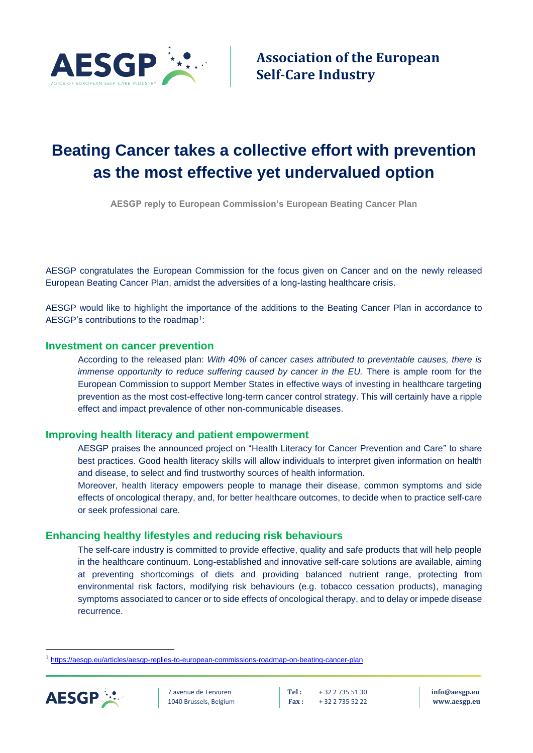**AESGP** — VOICE OF EUROPEAN SELF-CARE INDUSTRY

**Association of the European Self-Care Industry**

# Beating Cancer takes a collective effort with prevention as the most effective yet undervalued option

**AESGP reply to European Commission's European Beating Cancer Plan**

AESGP congratulates the European Commission for the focus given on Cancer and on the newly released European Beating Cancer Plan, amidst the adversities of a long-lasting healthcare crisis.

AESGP would like to highlight the importance of the additions to the Beating Cancer Plan in accordance to AESGP's contributions to the roadmap[1]:

## Investment on cancer prevention

According to the released plan: *With 40% of cancer cases attributed to preventable causes, there is immense opportunity to reduce suffering caused by cancer in the EU.* There is ample room for the European Commission to support Member States in effective ways of investing in healthcare targeting prevention as the most cost-effective long-term cancer control strategy. This will certainly have a ripple effect and impact prevalence of other non-communicable diseases.

## Improving health literacy and patient empowerment

AESGP praises the announced project on "Health Literacy for Cancer Prevention and Care" to share best practices. Good health literacy skills will allow individuals to interpret given information on health and disease, to select and find trustworthy sources of health information.

Moreover, health literacy empowers people to manage their disease, common symptoms and side effects of oncological therapy, and, for better healthcare outcomes, to decide when to practice self-care or seek professional care.

## Enhancing healthy lifestyles and reducing risk behaviours

The self-care industry is committed to provide effective, quality and safe products that will help people in the healthcare continuum. Long-established and innovative self-care solutions are available, aiming at preventing shortcomings of diets and providing balanced nutrient range, protecting from environmental risk factors, modifying risk behaviours (e.g. tobacco cessation products), managing symptoms associated to cancer or to side effects of oncological therapy, and to delay or impede disease recurrence.

---

[1] https://aesgp.eu/articles/aesgp-replies-to-european-commissions-roadmap-on-beating-cancer-plan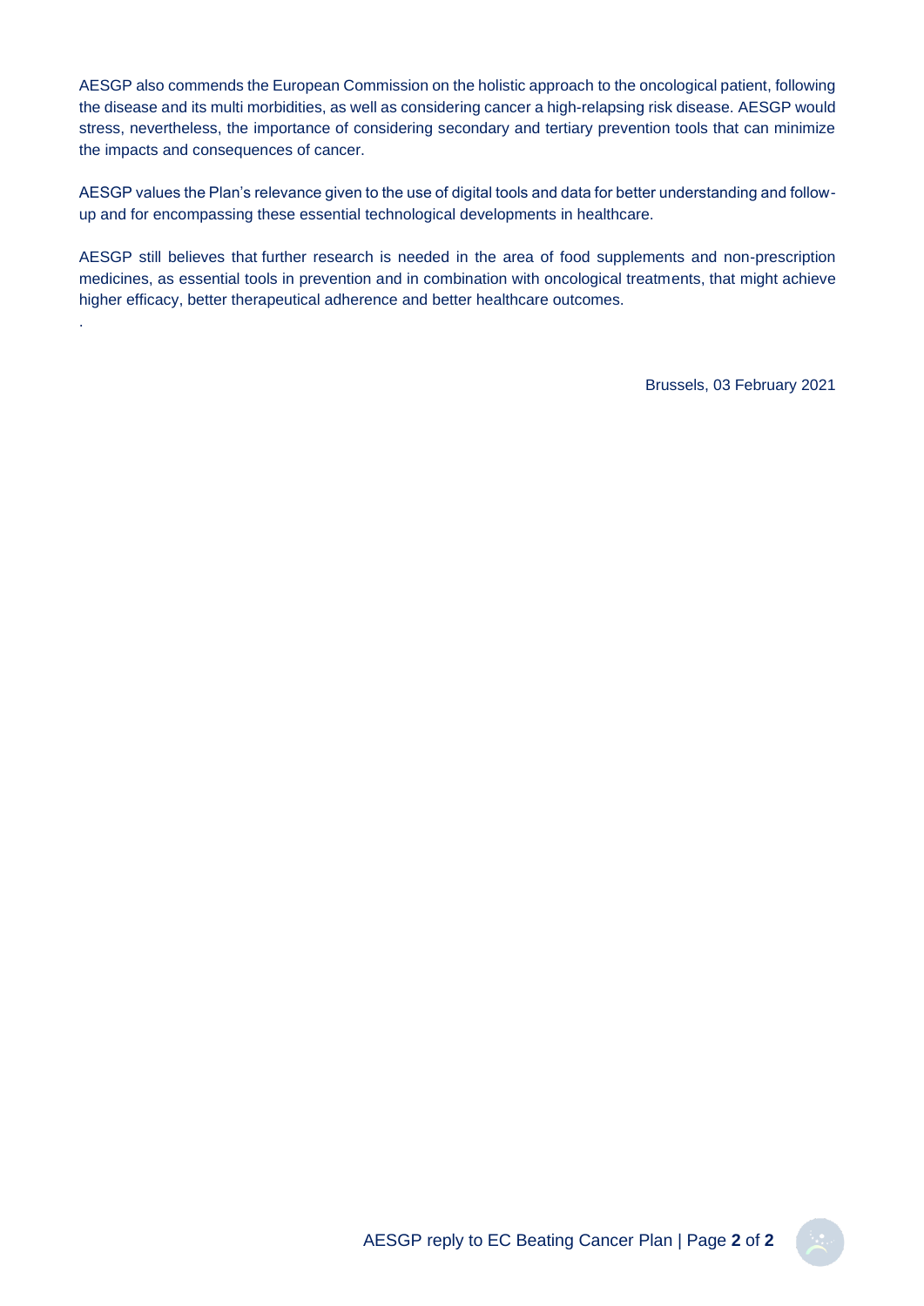AESGP also commends the European Commission on the holistic approach to the oncological patient, following the disease and its multi morbidities, as well as considering cancer a high-relapsing risk disease. AESGP would stress, nevertheless, the importance of considering secondary and tertiary prevention tools that can minimize the impacts and consequences of cancer.

AESGP values the Plan's relevance given to the use of digital tools and data for better understanding and follow-up and for encompassing these essential technological developments in healthcare.

AESGP still believes that further research is needed in the area of food supplements and non-prescription medicines, as essential tools in prevention and in combination with oncological treatments, that might achieve higher efficacy, better therapeutical adherence and better healthcare outcomes.

.

Brussels, 03 February 2021